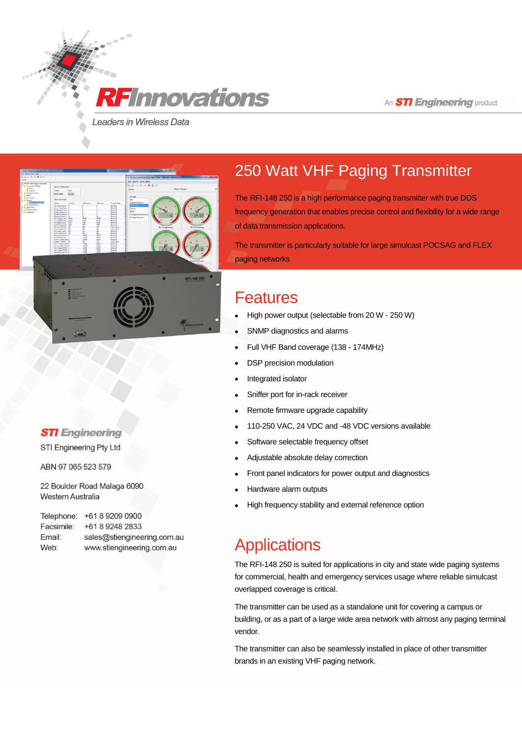RFInnovations

Leaders in Wireless Data

An STI Engineering product

# 250 Watt VHF Paging Transmitter

The RFI-148 250 is a high performance paging transmitter with true DDS frequency generation that enables precise control and flexibility for a wide range of data transmission applications.

The transmitter is particularly suitable for large simulcast POCSAG and FLEX paging networks

## Features

- High power output (selectable from 20 W - 250 W)
- SNMP diagnostics and alarms
- Full VHF Band coverage (138 - 174MHz)
- DSP precision modulation
- Integrated isolator
- Sniffer port for in-rack receiver
- Remote firmware upgrade capability
- 110-250 VAC, 24 VDC and -48 VDC versions available
- Software selectable frequency offset
- Adjustable absolute delay correction
- Front panel indicators for power output and diagnostics
- Hardware alarm outputs
- High frequency stability and external reference option

## Applications

The RFI-148 250 is suited for applications in city and state wide paging systems for commercial, health and emergency services usage where reliable simulcast overlapped coverage is critical.

The transmitter can be used as a standalone unit for covering a campus or building, or as a part of a large wide area network with almost any paging terminal vendor.

The transmitter can also be seamlessly installed in place of other transmitter brands in an existing VHF paging network.

**STI Engineering**

STI Engineering Pty Ltd

ABN 97 065 523 579

22 Boulder Road Malaga 6090
Western Australia

Telephone: +61 8 9209 0900
Facsimile: +61 8 9248 2833
Email: sales@stiengineering.com.au
Web: www.stiengineering.com.au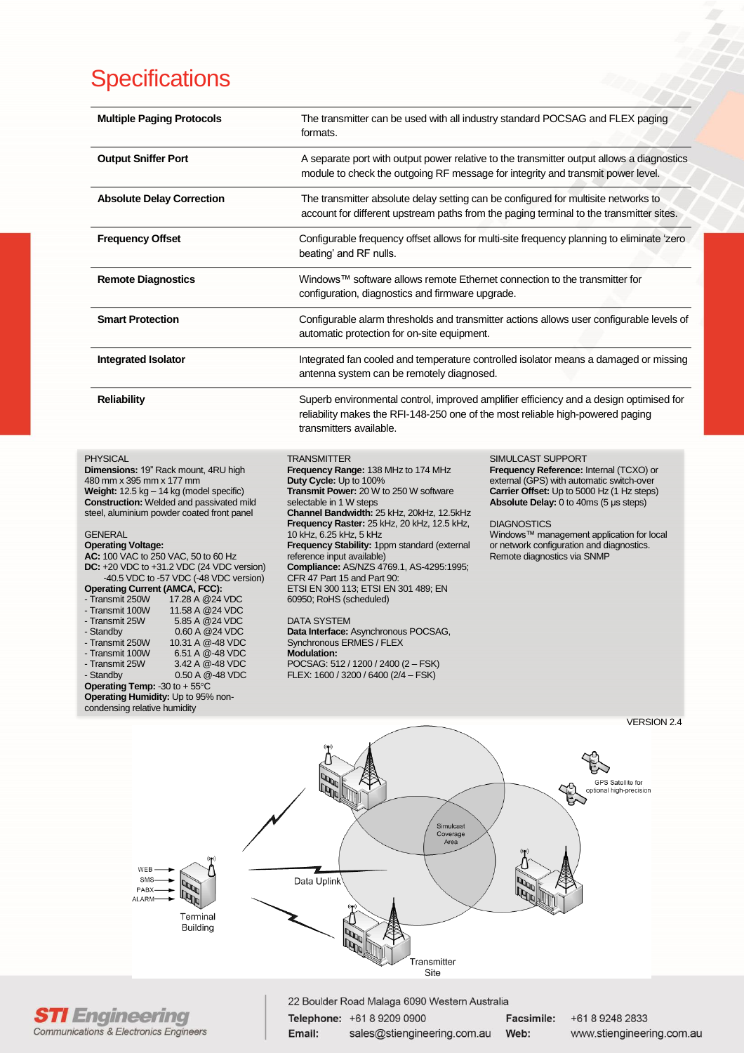# Specifications

| | |
|---|---|
| **Multiple Paging Protocols** | The transmitter can be used with all industry standard POCSAG and FLEX paging formats. |
| **Output Sniffer Port** | A separate port with output power relative to the transmitter output allows a diagnostics module to check the outgoing RF message for integrity and transmit power level. |
| **Absolute Delay Correction** | The transmitter absolute delay setting can be configured for multisite networks to account for different upstream paths from the paging terminal to the transmitter sites. |
| **Frequency Offset** | Configurable frequency offset allows for multi-site frequency planning to eliminate 'zero beating' and RF nulls. |
| **Remote Diagnostics** | Windows™ software allows remote Ethernet connection to the transmitter for configuration, diagnostics and firmware upgrade. |
| **Smart Protection** | Configurable alarm thresholds and transmitter actions allows user configurable levels of automatic protection for on-site equipment. |
| **Integrated Isolator** | Integrated fan cooled and temperature controlled isolator means a damaged or missing antenna system can be remotely diagnosed. |
| **Reliability** | Superb environmental control, improved amplifier efficiency and a design optimised for reliability makes the RFI-148-250 one of the most reliable high-powered paging transmitters available. |

PHYSICAL
**Dimensions:** 19" Rack mount, 4RU high 480 mm x 395 mm x 177 mm
**Weight:** 12.5 kg – 14 kg (model specific)
**Construction:** Welded and passivated mild steel, aluminium powder coated front panel

GENERAL
**Operating Voltage:**
**AC:** 100 VAC to 250 VAC, 50 to 60 Hz
**DC:** +20 VDC to +31.2 VDC (24 VDC version)
-40.5 VDC to -57 VDC (-48 VDC version)
**Operating Current (AMCA, FCC):**

| | |
|---|---|
| - Transmit 250W | 17.28 A @24 VDC |
| - Transmit 100W | 11.58 A @24 VDC |
| - Transmit 25W | 5.85 A @24 VDC |
| - Standby | 0.60 A @24 VDC |
| - Transmit 250W | 10.31 A @-48 VDC |
| - Transmit 100W | 6.51 A @-48 VDC |
| - Transmit 25W | 3.42 A @-48 VDC |
| - Standby | 0.50 A @-48 VDC |

**Operating Temp:** -30 to + 55°C
**Operating Humidity:** Up to 95% non-condensing relative humidity

TRANSMITTER
**Frequency Range:** 138 MHz to 174 MHz
**Duty Cycle:** Up to 100%
**Transmit Power:** 20 W to 250 W software selectable in 1 W steps
**Channel Bandwidth:** 25 kHz, 20kHz, 12.5kHz
**Frequency Raster:** 25 kHz, 20 kHz, 12.5 kHz, 10 kHz, 6.25 kHz, 5 kHz
**Frequency Stability:** 1ppm standard (external reference input available)
**Compliance:** AS/NZS 4769.1, AS-4295:1995; CFR 47 Part 15 and Part 90: ETSI EN 300 113; ETSI EN 301 489; EN 60950; RoHS (scheduled)

DATA SYSTEM
**Data Interface:** Asynchronous POCSAG, Synchronous ERMES / FLEX
**Modulation:**
POCSAG: 512 / 1200 / 2400 (2 – FSK)
FLEX: 1600 / 3200 / 6400 (2/4 – FSK)

SIMULCAST SUPPORT
**Frequency Reference:** Internal (TCXO) or external (GPS) with automatic switch-over
**Carrier Offset:** Up to 5000 Hz (1 Hz steps)
**Absolute Delay:** 0 to 40ms (5 µs steps)

DIAGNOSTICS
Windows™ management application for local or network configuration and diagnostics. Remote diagnostics via SNMP

VERSION 2.4

GPS Satellite for optional high-precision
Simulcast Coverage Area
WEB
SMS
PABX
ALARM
Terminal Building
Data Uplink
Transmitter Site

**STI Engineering**
*Communications & Electronics Engineers*

22 Boulder Road Malaga 6090 Western Australia
**Telephone:** +61 8 9209 0900 **Facsimile:** +61 8 9248 2833
**Email:** sales@stiengineering.com.au **Web:** www.stiengineering.com.au